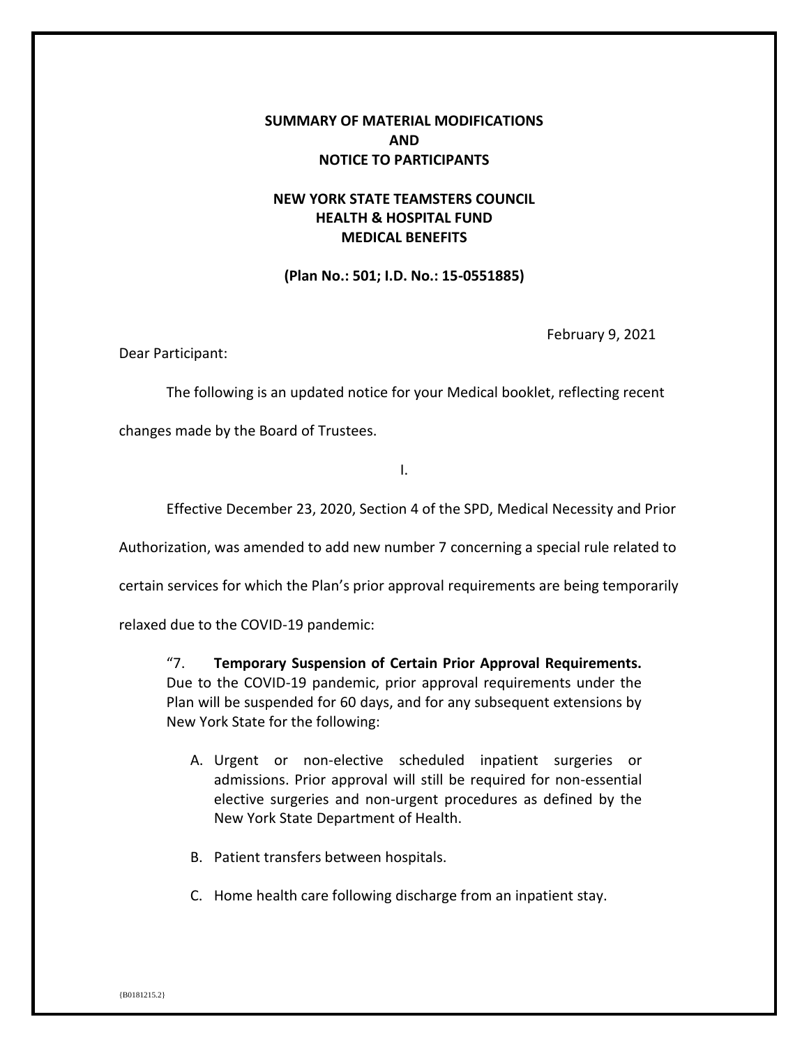**SUMMARY OF MATERIAL MODIFICATIONS**
**AND**
**NOTICE TO PARTICIPANTS**

**NEW YORK STATE TEAMSTERS COUNCIL**
**HEALTH & HOSPITAL FUND**
**MEDICAL BENEFITS**

**(Plan No.: 501; I.D. No.: 15-0551885)**

February 9, 2021

Dear Participant:

The following is an updated notice for your Medical booklet, reflecting recent changes made by the Board of Trustees.

I.

Effective December 23, 2020, Section 4 of the SPD, Medical Necessity and Prior Authorization, was amended to add new number 7 concerning a special rule related to certain services for which the Plan's prior approval requirements are being temporarily relaxed due to the COVID-19 pandemic:

> "7. **Temporary Suspension of Certain Prior Approval Requirements.** Due to the COVID-19 pandemic, prior approval requirements under the Plan will be suspended for 60 days, and for any subsequent extensions by New York State for the following:
>
> A. Urgent or non-elective scheduled inpatient surgeries or admissions. Prior approval will still be required for non-essential elective surgeries and non-urgent procedures as defined by the New York State Department of Health.
>
> B. Patient transfers between hospitals.
>
> C. Home health care following discharge from an inpatient stay.

{B0181215.2}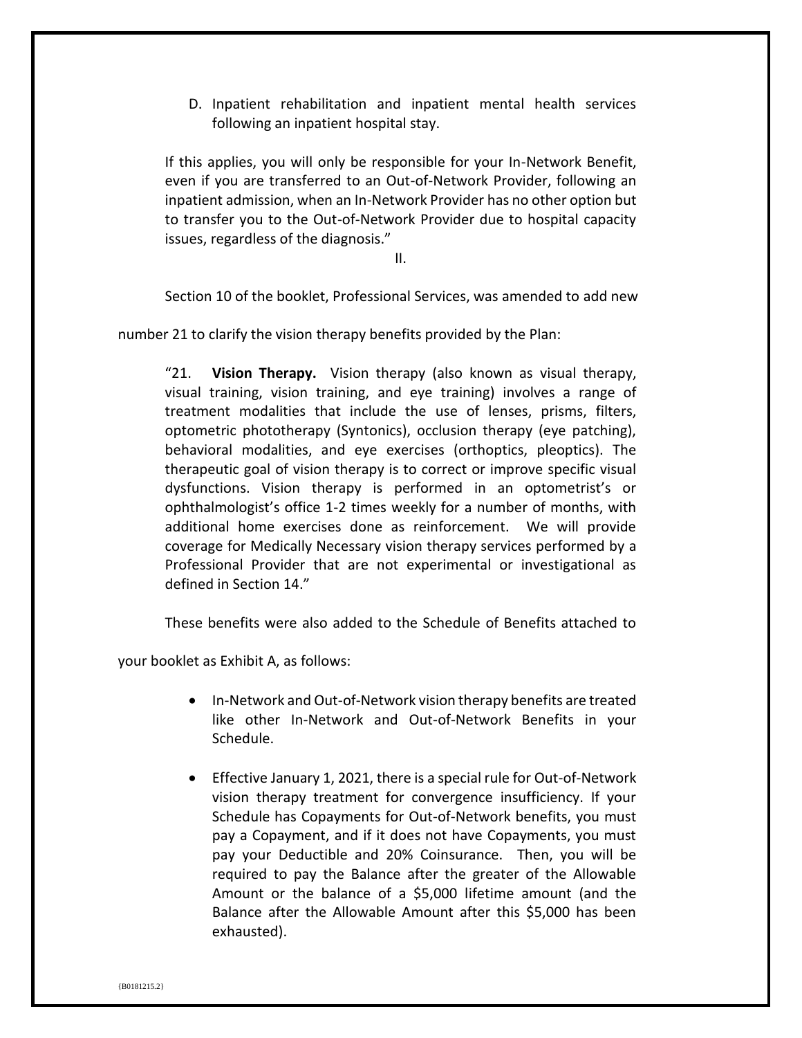D. Inpatient rehabilitation and inpatient mental health services following an inpatient hospital stay.

If this applies, you will only be responsible for your In-Network Benefit, even if you are transferred to an Out-of-Network Provider, following an inpatient admission, when an In-Network Provider has no other option but to transfer you to the Out-of-Network Provider due to hospital capacity issues, regardless of the diagnosis."

II.

Section 10 of the booklet, Professional Services, was amended to add new number 21 to clarify the vision therapy benefits provided by the Plan:

"21. **Vision Therapy.** Vision therapy (also known as visual therapy, visual training, vision training, and eye training) involves a range of treatment modalities that include the use of lenses, prisms, filters, optometric phototherapy (Syntonics), occlusion therapy (eye patching), behavioral modalities, and eye exercises (orthoptics, pleoptics). The therapeutic goal of vision therapy is to correct or improve specific visual dysfunctions. Vision therapy is performed in an optometrist's or ophthalmologist's office 1-2 times weekly for a number of months, with additional home exercises done as reinforcement. We will provide coverage for Medically Necessary vision therapy services performed by a Professional Provider that are not experimental or investigational as defined in Section 14."

These benefits were also added to the Schedule of Benefits attached to your booklet as Exhibit A, as follows:

- In-Network and Out-of-Network vision therapy benefits are treated like other In-Network and Out-of-Network Benefits in your Schedule.
- Effective January 1, 2021, there is a special rule for Out-of-Network vision therapy treatment for convergence insufficiency. If your Schedule has Copayments for Out-of-Network benefits, you must pay a Copayment, and if it does not have Copayments, you must pay your Deductible and 20% Coinsurance. Then, you will be required to pay the Balance after the greater of the Allowable Amount or the balance of a $5,000 lifetime amount (and the Balance after the Allowable Amount after this $5,000 has been exhausted).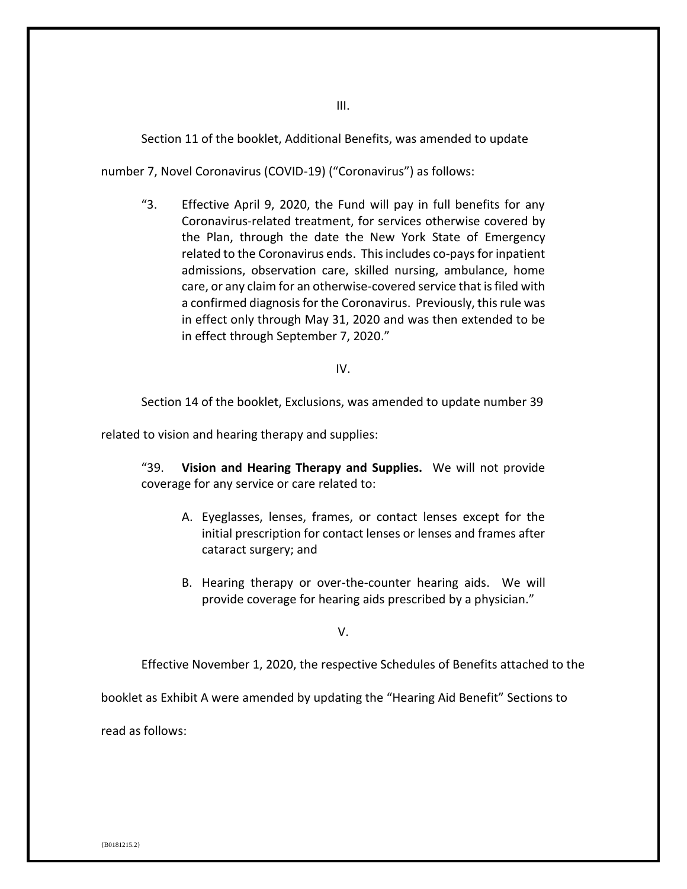III.

Section 11 of the booklet, Additional Benefits, was amended to update number 7, Novel Coronavirus (COVID-19) ("Coronavirus") as follows:

> "3. Effective April 9, 2020, the Fund will pay in full benefits for any Coronavirus-related treatment, for services otherwise covered by the Plan, through the date the New York State of Emergency related to the Coronavirus ends. This includes co-pays for inpatient admissions, observation care, skilled nursing, ambulance, home care, or any claim for an otherwise-covered service that is filed with a confirmed diagnosis for the Coronavirus. Previously, this rule was in effect only through May 31, 2020 and was then extended to be in effect through September 7, 2020."

IV.

Section 14 of the booklet, Exclusions, was amended to update number 39 related to vision and hearing therapy and supplies:

> "39. **Vision and Hearing Therapy and Supplies.** We will not provide coverage for any service or care related to:
>
> A. Eyeglasses, lenses, frames, or contact lenses except for the initial prescription for contact lenses or lenses and frames after cataract surgery; and
>
> B. Hearing therapy or over-the-counter hearing aids. We will provide coverage for hearing aids prescribed by a physician."

V.

Effective November 1, 2020, the respective Schedules of Benefits attached to the booklet as Exhibit A were amended by updating the "Hearing Aid Benefit" Sections to read as follows:

{B0181215.2}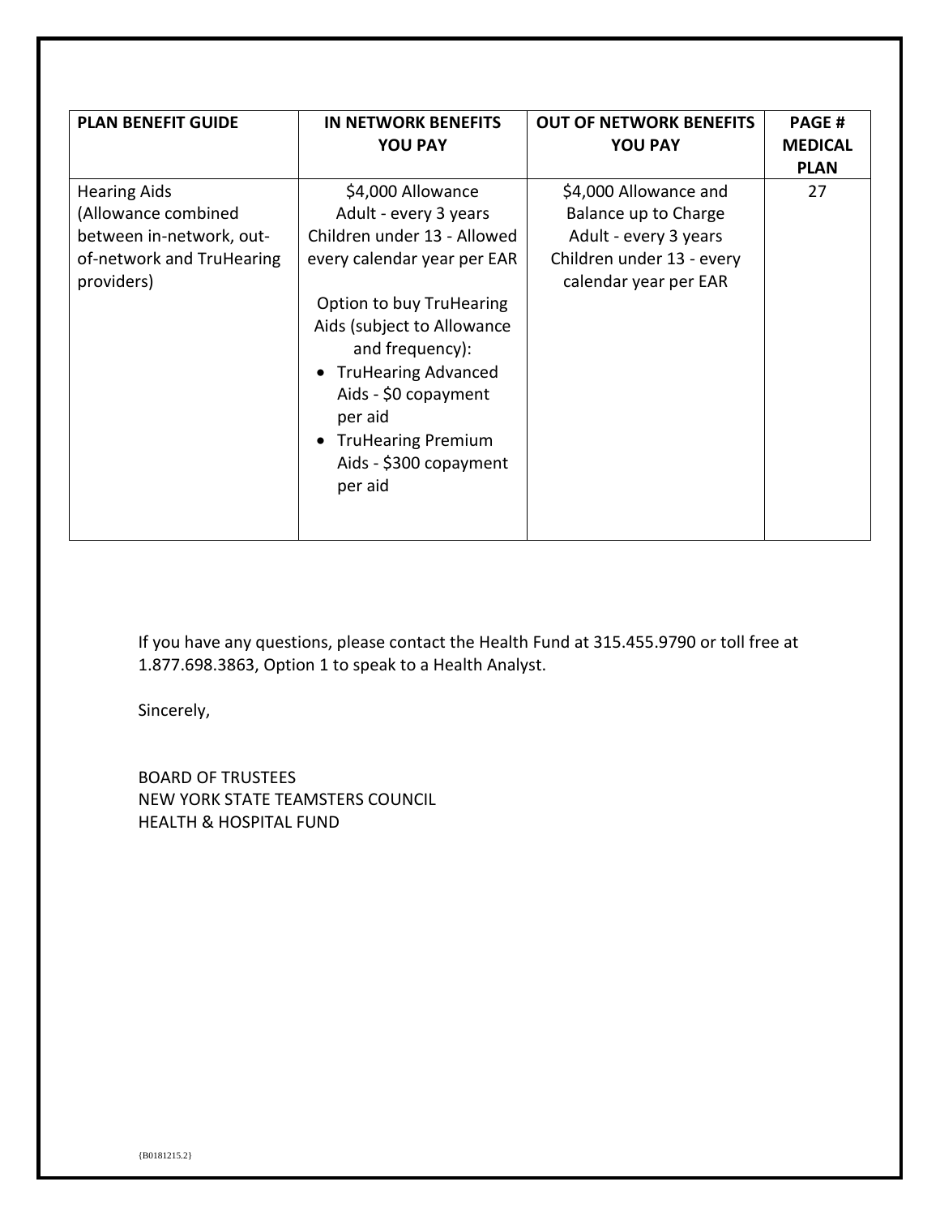| PLAN BENEFIT GUIDE | IN NETWORK BENEFITS YOU PAY | OUT OF NETWORK BENEFITS YOU PAY | PAGE # MEDICAL PLAN |
|---|---|---|---|
| Hearing Aids (Allowance combined between in-network, out-of-network and TruHearing providers) | $4,000 Allowance<br>Adult - every 3 years<br>Children under 13 - Allowed every calendar year per EAR<br><br>Option to buy TruHearing Aids (subject to Allowance and frequency):<br>• TruHearing Advanced Aids - $0 copayment per aid<br>• TruHearing Premium Aids - $300 copayment per aid | $4,000 Allowance and Balance up to Charge<br>Adult - every 3 years<br>Children under 13 - every calendar year per EAR | 27 |

If you have any questions, please contact the Health Fund at 315.455.9790 or toll free at 1.877.698.3863, Option 1 to speak to a Health Analyst.

Sincerely,

BOARD OF TRUSTEES
NEW YORK STATE TEAMSTERS COUNCIL
HEALTH & HOSPITAL FUND

{B0181215.2}